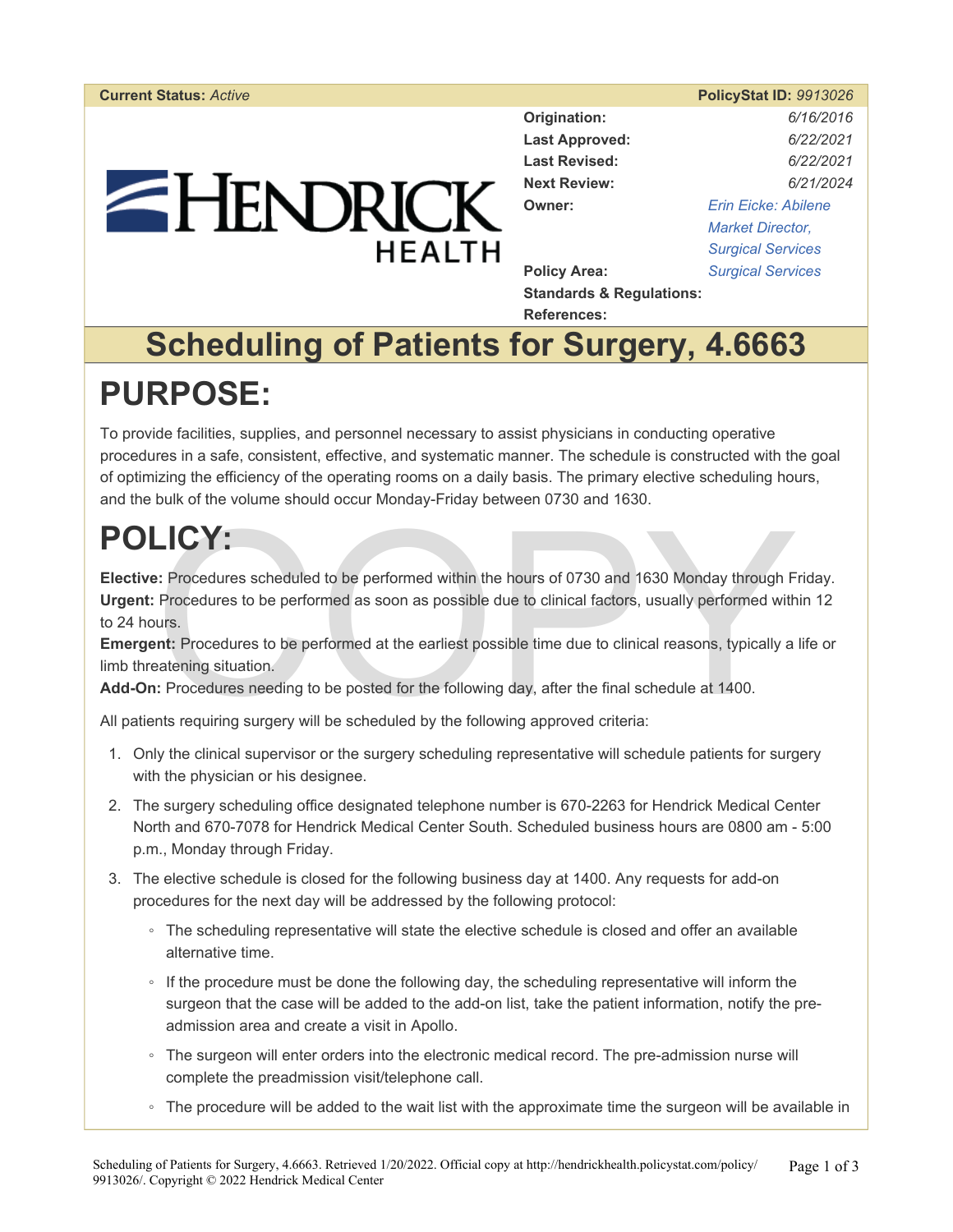**Current Status:** *Active* **PolicyStat ID:** *9913026*

| | |
|---|---|
| **Origination:** | *6/16/2016* |
| **Last Approved:** | *6/22/2021* |
| **Last Revised:** | *6/22/2021* |
| **Next Review:** | *6/21/2024* |
| **Owner:** | *Erin Eicke: Abilene Market Director, Surgical Services* |
| **Policy Area:** | *Surgical Services* |
| **Standards & Regulations:** | |
| **References:** | |

# Scheduling of Patients for Surgery, 4.6663

# PURPOSE:

To provide facilities, supplies, and personnel necessary to assist physicians in conducting operative procedures in a safe, consistent, effective, and systematic manner. The schedule is constructed with the goal of optimizing the efficiency of the operating rooms on a daily basis. The primary elective scheduling hours, and the bulk of the volume should occur Monday-Friday between 0730 and 1630.

# POLICY:

**Elective:** Procedures scheduled to be performed within the hours of 0730 and 1630 Monday through Friday.
**Urgent:** Procedures to be performed as soon as possible due to clinical factors, usually performed within 12 to 24 hours.
**Emergent:** Procedures to be performed at the earliest possible time due to clinical reasons, typically a life or limb threatening situation.
**Add-On:** Procedures needing to be posted for the following day, after the final schedule at 1400.

All patients requiring surgery will be scheduled by the following approved criteria:

1. Only the clinical supervisor or the surgery scheduling representative will schedule patients for surgery with the physician or his designee.
2. The surgery scheduling office designated telephone number is 670-2263 for Hendrick Medical Center North and 670-7078 for Hendrick Medical Center South. Scheduled business hours are 0800 am - 5:00 p.m., Monday through Friday.
3. The elective schedule is closed for the following business day at 1400. Any requests for add-on procedures for the next day will be addressed by the following protocol:
   - The scheduling representative will state the elective schedule is closed and offer an available alternative time.
   - If the procedure must be done the following day, the scheduling representative will inform the surgeon that the case will be added to the add-on list, take the patient information, notify the pre-admission area and create a visit in Apollo.
   - The surgeon will enter orders into the electronic medical record. The pre-admission nurse will complete the preadmission visit/telephone call.
   - The procedure will be added to the wait list with the approximate time the surgeon will be available in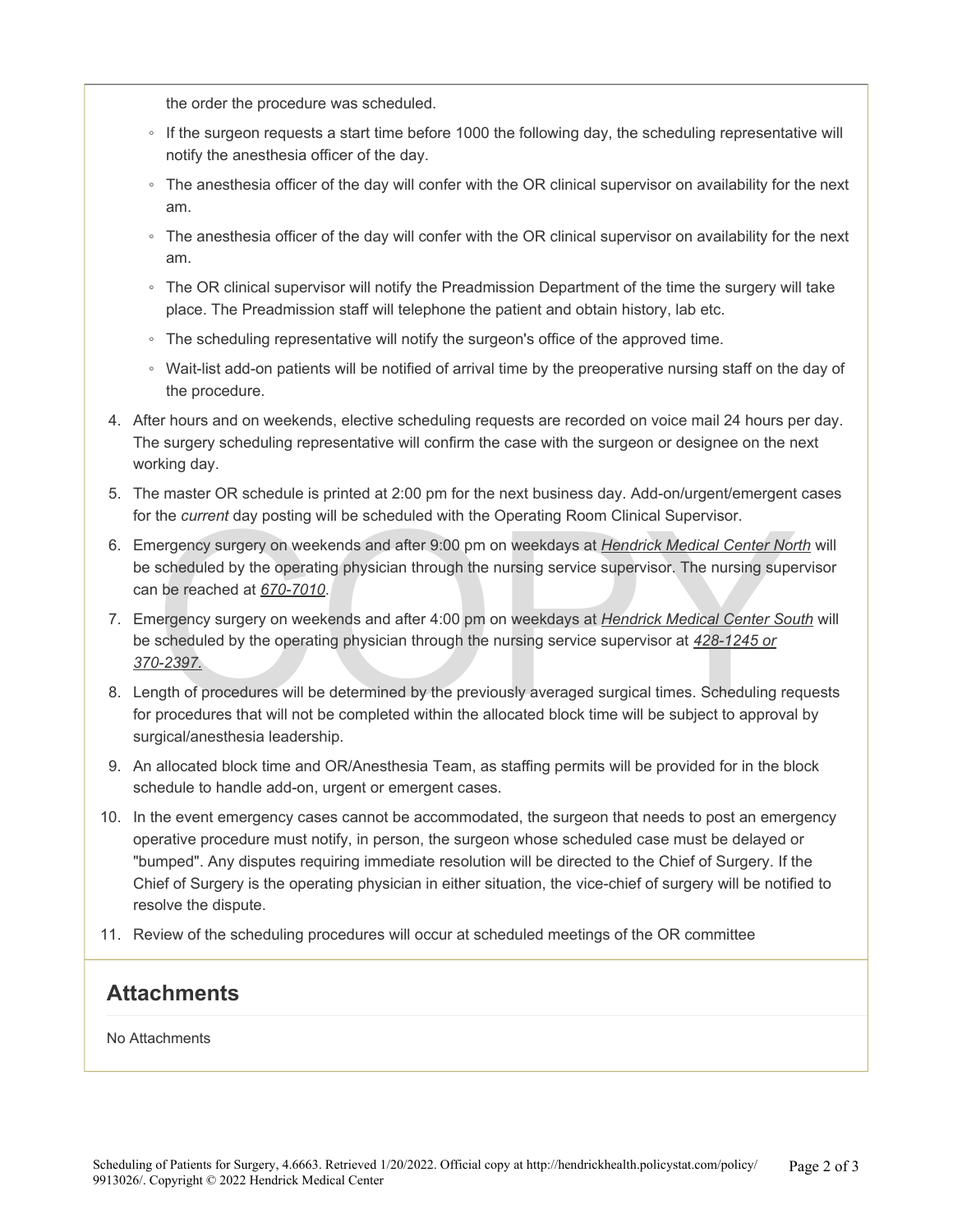the order the procedure was scheduled.

- If the surgeon requests a start time before 1000 the following day, the scheduling representative will notify the anesthesia officer of the day.
- The anesthesia officer of the day will confer with the OR clinical supervisor on availability for the next am.
- The anesthesia officer of the day will confer with the OR clinical supervisor on availability for the next am.
- The OR clinical supervisor will notify the Preadmission Department of the time the surgery will take place. The Preadmission staff will telephone the patient and obtain history, lab etc.
- The scheduling representative will notify the surgeon's office of the approved time.
- Wait-list add-on patients will be notified of arrival time by the preoperative nursing staff on the day of the procedure.

4. After hours and on weekends, elective scheduling requests are recorded on voice mail 24 hours per day. The surgery scheduling representative will confirm the case with the surgeon or designee on the next working day.
5. The master OR schedule is printed at 2:00 pm for the next business day. Add-on/urgent/emergent cases for the *current* day posting will be scheduled with the Operating Room Clinical Supervisor.
6. Emergency surgery on weekends and after 9:00 pm on weekdays at *Hendrick Medical Center North* will be scheduled by the operating physician through the nursing service supervisor. The nursing supervisor can be reached at *670-7010*.
7. Emergency surgery on weekends and after 4:00 pm on weekdays at *Hendrick Medical Center South* will be scheduled by the operating physician through the nursing service supervisor at *428-1245 or 370-2397*.
8. Length of procedures will be determined by the previously averaged surgical times. Scheduling requests for procedures that will not be completed within the allocated block time will be subject to approval by surgical/anesthesia leadership.
9. An allocated block time and OR/Anesthesia Team, as staffing permits will be provided for in the block schedule to handle add-on, urgent or emergent cases.
10. In the event emergency cases cannot be accommodated, the surgeon that needs to post an emergency operative procedure must notify, in person, the surgeon whose scheduled case must be delayed or "bumped". Any disputes requiring immediate resolution will be directed to the Chief of Surgery. If the Chief of Surgery is the operating physician in either situation, the vice-chief of surgery will be notified to resolve the dispute.
11. Review of the scheduling procedures will occur at scheduled meetings of the OR committee

## Attachments

No Attachments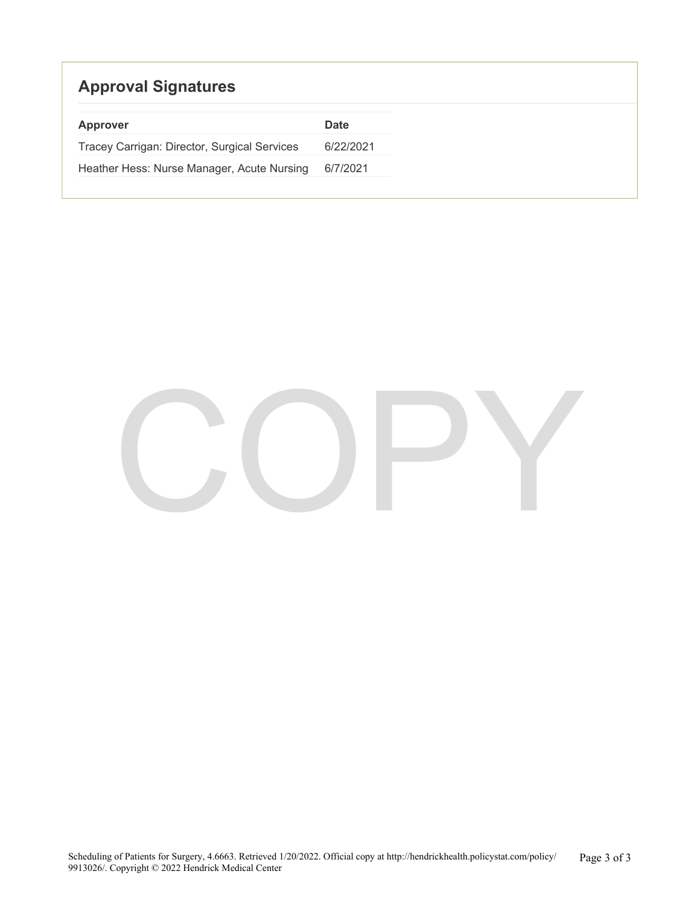## Approval Signatures

| Approver | Date |
| --- | --- |
| Tracey Carrigan: Director, Surgical Services | 6/22/2021 |
| Heather Hess: Nurse Manager, Acute Nursing | 6/7/2021 |